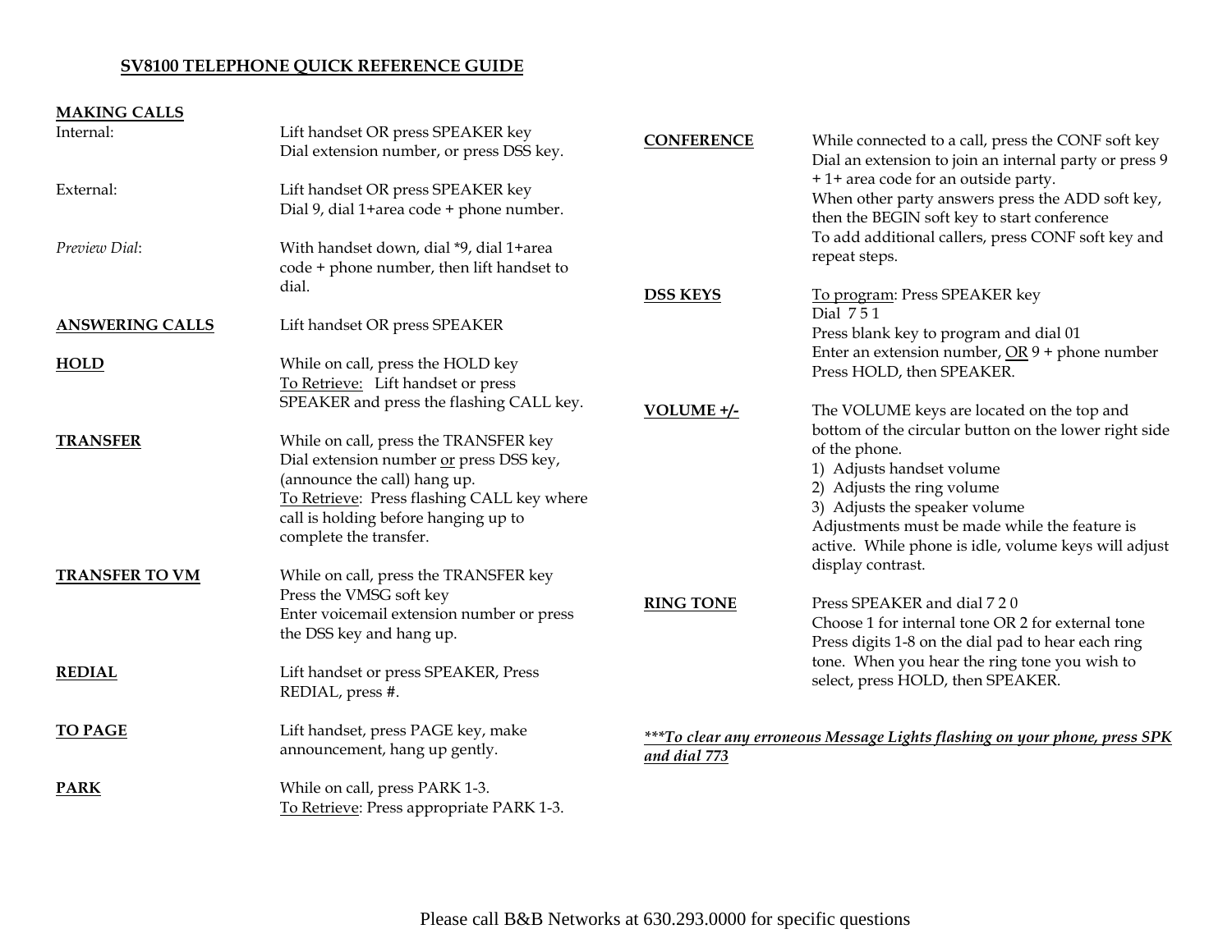## SV8100 TELEPHONE QUICK REFERENCE GUIDE

### MAKING CALLS

Internal: Lift handset OR press SPEAKER key
Dial extension number, or press DSS key.

External: Lift handset OR press SPEAKER key
Dial 9, dial 1+area code + phone number.

*Preview Dial*: With handset down, dial *9, dial 1+area code + phone number, then lift handset to dial.

**ANSWERING CALLS** Lift handset OR press SPEAKER

**HOLD** While on call, press the HOLD key
To Retrieve: Lift handset or press SPEAKER and press the flashing CALL key.

**TRANSFER** While on call, press the TRANSFER key
Dial extension number or press DSS key, (announce the call) hang up.
To Retrieve: Press flashing CALL key where call is holding before hanging up to complete the transfer.

**TRANSFER TO VM** While on call, press the TRANSFER key
Press the VMSG soft key
Enter voicemail extension number or press the DSS key and hang up.

**REDIAL** Lift handset or press SPEAKER, Press REDIAL, press #.

**TO PAGE** Lift handset, press PAGE key, make announcement, hang up gently.

**PARK** While on call, press PARK 1-3.
To Retrieve: Press appropriate PARK 1-3.

**CONFERENCE** While connected to a call, press the CONF soft key
Dial an extension to join an internal party or press 9 + 1+ area code for an outside party.
When other party answers press the ADD soft key, then the BEGIN soft key to start conference
To add additional callers, press CONF soft key and repeat steps.

**DSS KEYS** To program: Press SPEAKER key
Dial 7 5 1
Press blank key to program and dial 01
Enter an extension number, OR 9 + phone number
Press HOLD, then SPEAKER.

**VOLUME +/-** The VOLUME keys are located on the top and bottom of the circular button on the lower right side of the phone.

1) Adjusts handset volume
2) Adjusts the ring volume
3) Adjusts the speaker volume

Adjustments must be made while the feature is active. While phone is idle, volume keys will adjust display contrast.

**RING TONE** Press SPEAKER and dial 7 2 0
Choose 1 for internal tone OR 2 for external tone
Press digits 1-8 on the dial pad to hear each ring tone. When you hear the ring tone you wish to select, press HOLD, then SPEAKER.

***\*\*\*To clear any erroneous Message Lights flashing on your phone, press SPK and dial 773***

Please call B&B Networks at 630.293.0000 for specific questions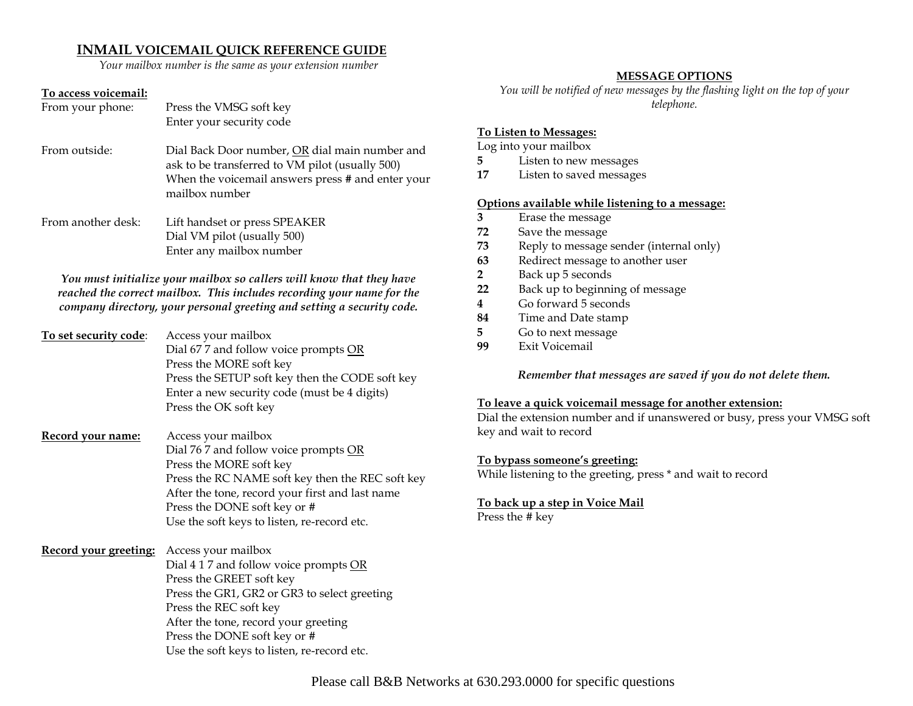# INMAIL VOICEMAIL QUICK REFERENCE GUIDE

*Your mailbox number is the same as your extension number*

**To access voicemail:**

From your phone:
Press the VMSG soft key
Enter your security code

From outside:
Dial Back Door number, OR dial main number and ask to be transferred to VM pilot (usually 500)
When the voicemail answers press **#** and enter your mailbox number

From another desk:
Lift handset or press SPEAKER
Dial VM pilot (usually 500)
Enter any mailbox number

***You must initialize your mailbox so callers will know that they have reached the correct mailbox. This includes recording your name for the company directory, your personal greeting and setting a security code.***

**To set security code**:
Access your mailbox
Dial 67 7 and follow voice prompts OR
Press the MORE soft key
Press the SETUP soft key then the CODE soft key
Enter a new security code (must be 4 digits)
Press the OK soft key

**Record your name:**
Access your mailbox
Dial 76 7 and follow voice prompts OR
Press the MORE soft key
Press the RC NAME soft key then the REC soft key
After the tone, record your first and last name
Press the DONE soft key or #
Use the soft keys to listen, re-record etc.

**Record your greeting:**
Access your mailbox
Dial 4 1 7 and follow voice prompts OR
Press the GREET soft key
Press the GR1, GR2 or GR3 to select greeting
Press the REC soft key
After the tone, record your greeting
Press the DONE soft key or #
Use the soft keys to listen, re-record etc.

## MESSAGE OPTIONS

*You will be notified of new messages by the flashing light on the top of your telephone.*

**To Listen to Messages:**

Log into your mailbox

| | |
|---|---|
| **5** | Listen to new messages |
| **17** | Listen to saved messages |

**Options available while listening to a message:**

| | |
|---|---|
| **3** | Erase the message |
| **72** | Save the message |
| **73** | Reply to message sender (internal only) |
| **63** | Redirect message to another user |
| **2** | Back up 5 seconds |
| **22** | Back up to beginning of message |
| **4** | Go forward 5 seconds |
| **84** | Time and Date stamp |
| **5** | Go to next message |
| **99** | Exit Voicemail |

***Remember that messages are saved if you do not delete them.***

**To leave a quick voicemail message for another extension:**

Dial the extension number and if unanswered or busy, press your VMSG soft key and wait to record

**To bypass someone's greeting:**

While listening to the greeting, press * and wait to record

**To back up a step in Voice Mail**

Press the **#** key

Please call B&B Networks at 630.293.0000 for specific questions